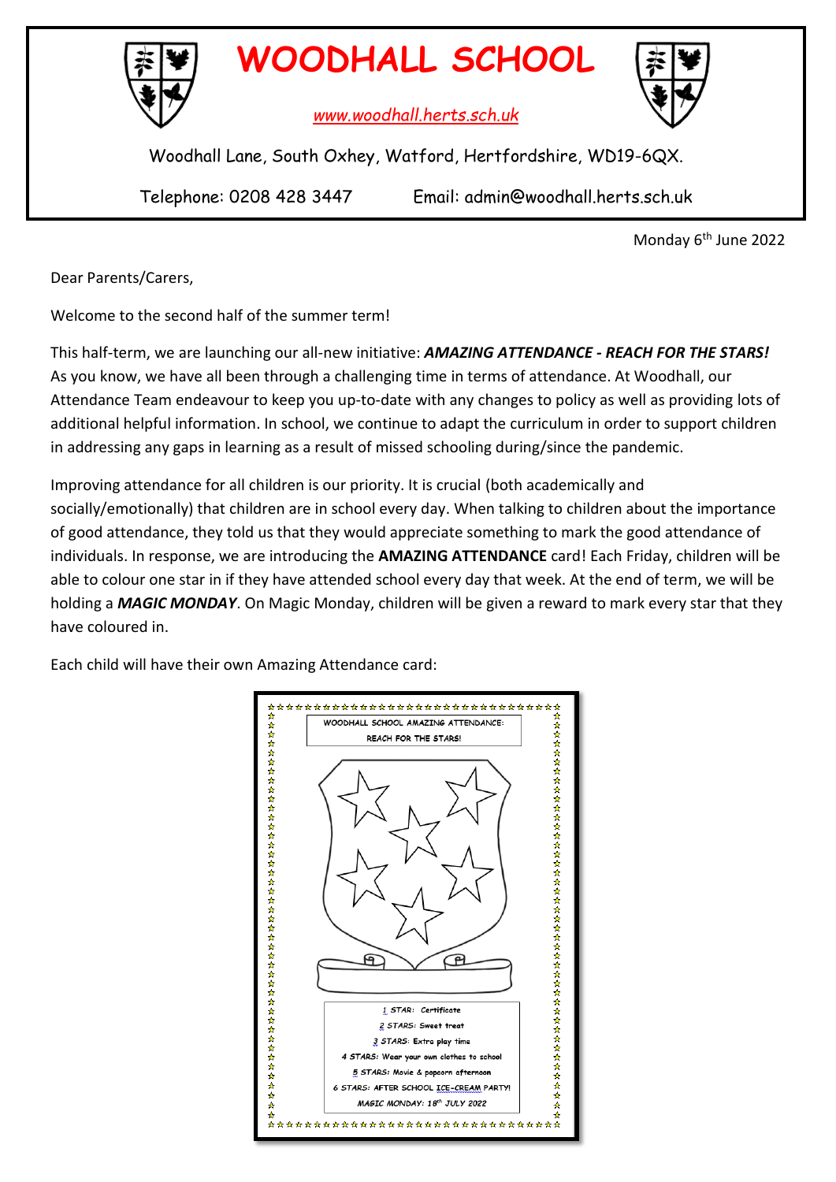# WOODHALL SCHOOL

www.woodhall.herts.sch.uk

Woodhall Lane, South Oxhey, Watford, Hertfordshire, WD19-6QX.

Telephone: 0208 428 3447 Email: admin@woodhall.herts.sch.uk

Monday 6th June 2022

Dear Parents/Carers,

Welcome to the second half of the summer term!

This half-term, we are launching our all-new initiative: ***AMAZING ATTENDANCE - REACH FOR THE STARS!*** As you know, we have all been through a challenging time in terms of attendance. At Woodhall, our Attendance Team endeavour to keep you up-to-date with any changes to policy as well as providing lots of additional helpful information. In school, we continue to adapt the curriculum in order to support children in addressing any gaps in learning as a result of missed schooling during/since the pandemic.

Improving attendance for all children is our priority. It is crucial (both academically and socially/emotionally) that children are in school every day. When talking to children about the importance of good attendance, they told us that they would appreciate something to mark the good attendance of individuals. In response, we are introducing the **AMAZING ATTENDANCE** card! Each Friday, children will be able to colour one star in if they have attended school every day that week. At the end of term, we will be holding a ***MAGIC MONDAY***. On Magic Monday, children will be given a reward to mark every star that they have coloured in.

Each child will have their own Amazing Attendance card:

WOODHALL SCHOOL AMAZING ATTENDANCE:
REACH FOR THE STARS!

1 STAR: Certificate
2 STARS: Sweet treat
3 STARS: Extra play time
4 STARS: Wear your own clothes to school
5 STARS: Movie & popcorn afternoon
6 STARS: AFTER SCHOOL ICE-CREAM PARTY!
MAGIC MONDAY: 18th JULY 2022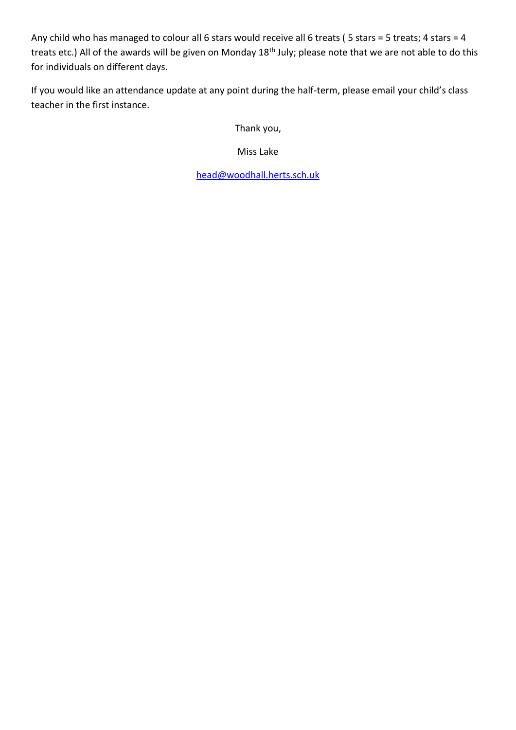Any child who has managed to colour all 6 stars would receive all 6 treats ( 5 stars = 5 treats; 4 stars = 4 treats etc.) All of the awards will be given on Monday 18th July; please note that we are not able to do this for individuals on different days.

If you would like an attendance update at any point during the half-term, please email your child's class teacher in the first instance.

Thank you,

Miss Lake

head@woodhall.herts.sch.uk